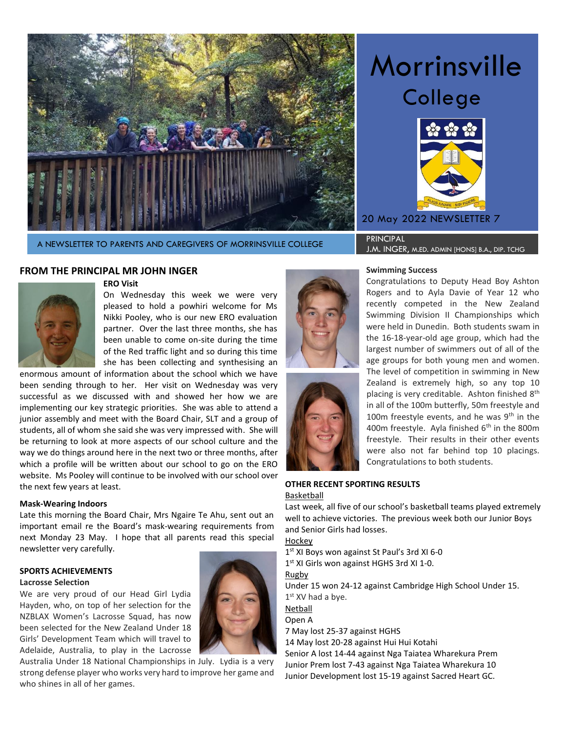# Morrinsville College

20 May 2022 NEWSLETTER 7

A NEWSLETTER TO PARENTS AND CAREGIVERS OF MORRINSVILLE COLLEGE

PRINCIPAL
J.M. INGER, M.ED. ADMIN [HONS] B.A., DIP. TCHG

## FROM THE PRINCIPAL MR JOHN INGER

### ERO Visit

On Wednesday this week we were very pleased to hold a powhiri welcome for Ms Nikki Pooley, who is our new ERO evaluation partner. Over the last three months, she has been unable to come on-site during the time of the Red traffic light and so during this time she has been collecting and synthesising an enormous amount of information about the school which we have been sending through to her. Her visit on Wednesday was very successful as we discussed with and showed her how we are implementing our key strategic priorities. She was able to attend a junior assembly and meet with the Board Chair, SLT and a group of students, all of whom she said she was very impressed with. She will be returning to look at more aspects of our school culture and the way we do things around here in the next two or three months, after which a profile will be written about our school to go on the ERO website. Ms Pooley will continue to be involved with our school over the next few years at least.

### Mask-Wearing Indoors

Late this morning the Board Chair, Mrs Ngaire Te Ahu, sent out an important email re the Board's mask-wearing requirements from next Monday 23 May. I hope that all parents read this special newsletter very carefully.

## SPORTS ACHIEVEMENTS

### Lacrosse Selection

We are very proud of our Head Girl Lydia Hayden, who, on top of her selection for the NZBLAX Women's Lacrosse Squad, has now been selected for the New Zealand Under 18 Girls' Development Team which will travel to Adelaide, Australia, to play in the Lacrosse Australia Under 18 National Championships in July. Lydia is a very strong defense player who works very hard to improve her game and who shines in all of her games.

### Swimming Success

Congratulations to Deputy Head Boy Ashton Rogers and to Ayla Davie of Year 12 who recently competed in the New Zealand Swimming Division II Championships which were held in Dunedin. Both students swam in the 16-18-year-old age group, which had the largest number of swimmers out of all of the age groups for both young men and women. The level of competition in swimming in New Zealand is extremely high, so any top 10 placing is very creditable. Ashton finished 8th in all of the 100m butterfly, 50m freestyle and 100m freestyle events, and he was 9th in the 400m freestyle. Ayla finished 6th in the 800m freestyle. Their results in their other events were also not far behind top 10 placings. Congratulations to both students.

## OTHER RECENT SPORTING RESULTS

Basketball

Last week, all five of our school's basketball teams played extremely well to achieve victories. The previous week both our Junior Boys and Senior Girls had losses.

Hockey

1st XI Boys won against St Paul's 3rd XI 6-0
1st XI Girls won against HGHS 3rd XI 1-0.

Rugby

Under 15 won 24-12 against Cambridge High School Under 15.
1st XV had a bye.

Netball

Open A
7 May lost 25-37 against HGHS
14 May lost 20-28 against Hui Hui Kotahi
Senior A lost 14-44 against Nga Taiatea Wharekura Prem
Junior Prem lost 7-43 against Nga Taiatea Wharekura 10
Junior Development lost 15-19 against Sacred Heart GC.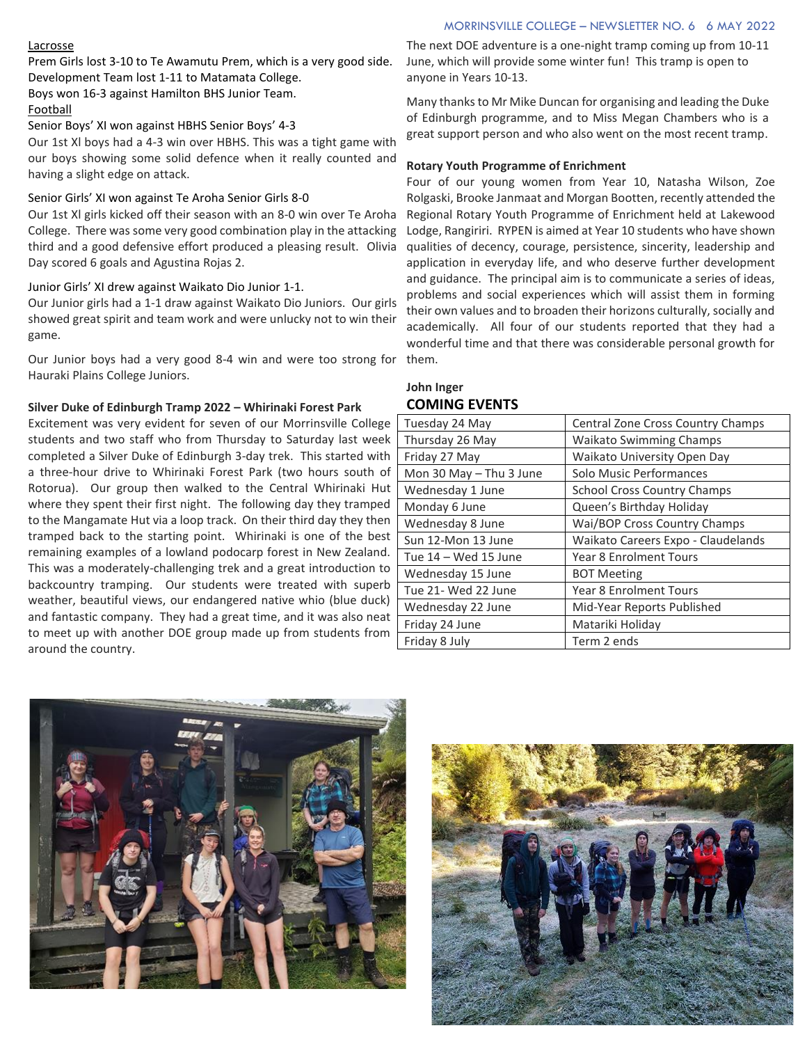### Lacrosse

Prem Girls lost 3-10 to Te Awamutu Prem, which is a very good side.
Development Team lost 1-11 to Matamata College.
Boys won 16-3 against Hamilton BHS Junior Team.

### Football

Senior Boys' XI won against HBHS Senior Boys' 4-3

Our 1st XI boys had a 4-3 win over HBHS. This was a tight game with our boys showing some solid defence when it really counted and having a slight edge on attack.

Senior Girls' XI won against Te Aroha Senior Girls 8-0

Our 1st XI girls kicked off their season with an 8-0 win over Te Aroha College. There was some very good combination play in the attacking third and a good defensive effort produced a pleasing result. Olivia Day scored 6 goals and Agustina Rojas 2.

Junior Girls' XI drew against Waikato Dio Junior 1-1.

Our Junior girls had a 1-1 draw against Waikato Dio Juniors. Our girls showed great spirit and team work and were unlucky not to win their game.

Our Junior boys had a very good 8-4 win and were too strong for Hauraki Plains College Juniors.

**Silver Duke of Edinburgh Tramp 2022 – Whirinaki Forest Park**

Excitement was very evident for seven of our Morrinsville College students and two staff who from Thursday to Saturday last week completed a Silver Duke of Edinburgh 3-day trek. This started with a three-hour drive to Whirinaki Forest Park (two hours south of Rotorua). Our group then walked to the Central Whirinaki Hut where they spent their first night. The following day they tramped to the Mangamate Hut via a loop track. On their third day they then tramped back to the starting point. Whirinaki is one of the best remaining examples of a lowland podocarp forest in New Zealand. This was a moderately-challenging trek and a great introduction to backcountry tramping. Our students were treated with superb weather, beautiful views, our endangered native whio (blue duck) and fantastic company. They had a great time, and it was also neat to meet up with another DOE group made up from students from around the country.

The next DOE adventure is a one-night tramp coming up from 10-11 June, which will provide some winter fun! This tramp is open to anyone in Years 10-13.

Many thanks to Mr Mike Duncan for organising and leading the Duke of Edinburgh programme, and to Miss Megan Chambers who is a great support person and who also went on the most recent tramp.

**Rotary Youth Programme of Enrichment**

Four of our young women from Year 10, Natasha Wilson, Zoe Rolgaski, Brooke Janmaat and Morgan Bootten, recently attended the Regional Rotary Youth Programme of Enrichment held at Lakewood Lodge, Rangiriri. RYPEN is aimed at Year 10 students who have shown qualities of decency, courage, persistence, sincerity, leadership and application in everyday life, and who deserve further development and guidance. The principal aim is to communicate a series of ideas, problems and social experiences which will assist them in forming their own values and to broaden their horizons culturally, socially and academically. All four of our students reported that they had a wonderful time and that there was considerable personal growth for them.

**John Inger**

## COMING EVENTS

| | |
|---|---|
| Tuesday 24 May | Central Zone Cross Country Champs |
| Thursday 26 May | Waikato Swimming Champs |
| Friday 27 May | Waikato University Open Day |
| Mon 30 May – Thu 3 June | Solo Music Performances |
| Wednesday 1 June | School Cross Country Champs |
| Monday 6 June | Queen's Birthday Holiday |
| Wednesday 8 June | Wai/BOP Cross Country Champs |
| Sun 12-Mon 13 June | Waikato Careers Expo - Claudelands |
| Tue 14 – Wed 15 June | Year 8 Enrolment Tours |
| Wednesday 15 June | BOT Meeting |
| Tue 21- Wed 22 June | Year 8 Enrolment Tours |
| Wednesday 22 June | Mid-Year Reports Published |
| Friday 24 June | Matariki Holiday |
| Friday 8 July | Term 2 ends |